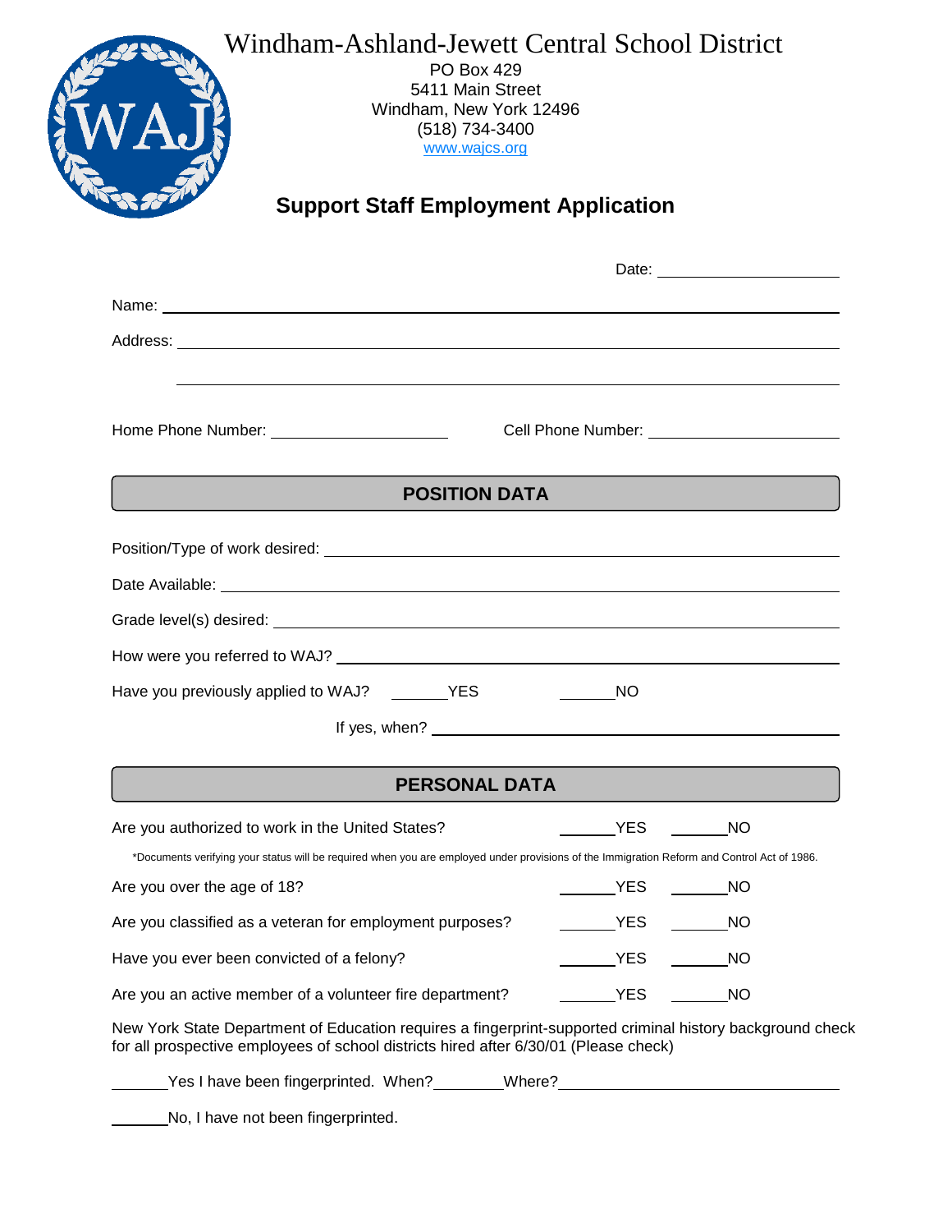# Windham-Ashland-Jewett Central School District

PO Box 429
5411 Main Street
Windham, New York 12496
(518) 734-3400
www.wajcs.org

## Support Staff Employment Application

Date: ____________________

Name: ____________________________________________________________

Address: __________________________________________________________

__________________________________________________________________

Home Phone Number: ____________________ Cell Phone Number: ____________________

### POSITION DATA

Position/Type of work desired: ____________________________________________

Date Available: ______________________________________________________

Grade level(s) desired: ________________________________________________

How were you referred to WAJ? _________________________________________

Have you previously applied to WAJ? ______YES ______NO

If yes, when? ______________________________________

### PERSONAL DATA

Are you authorized to work in the United States? ______YES ______NO

*Documents verifying your status will be required when you are employed under provisions of the Immigration Reform and Control Act of 1986.

Are you over the age of 18? ______YES ______NO

Are you classified as a veteran for employment purposes? ______YES ______NO

Have you ever been convicted of a felony? ______YES ______NO

Are you an active member of a volunteer fire department? ______YES ______NO

New York State Department of Education requires a fingerprint-supported criminal history background check for all prospective employees of school districts hired after 6/30/01 (Please check)

______Yes I have been fingerprinted. When?________Where?______________________________

______No, I have not been fingerprinted.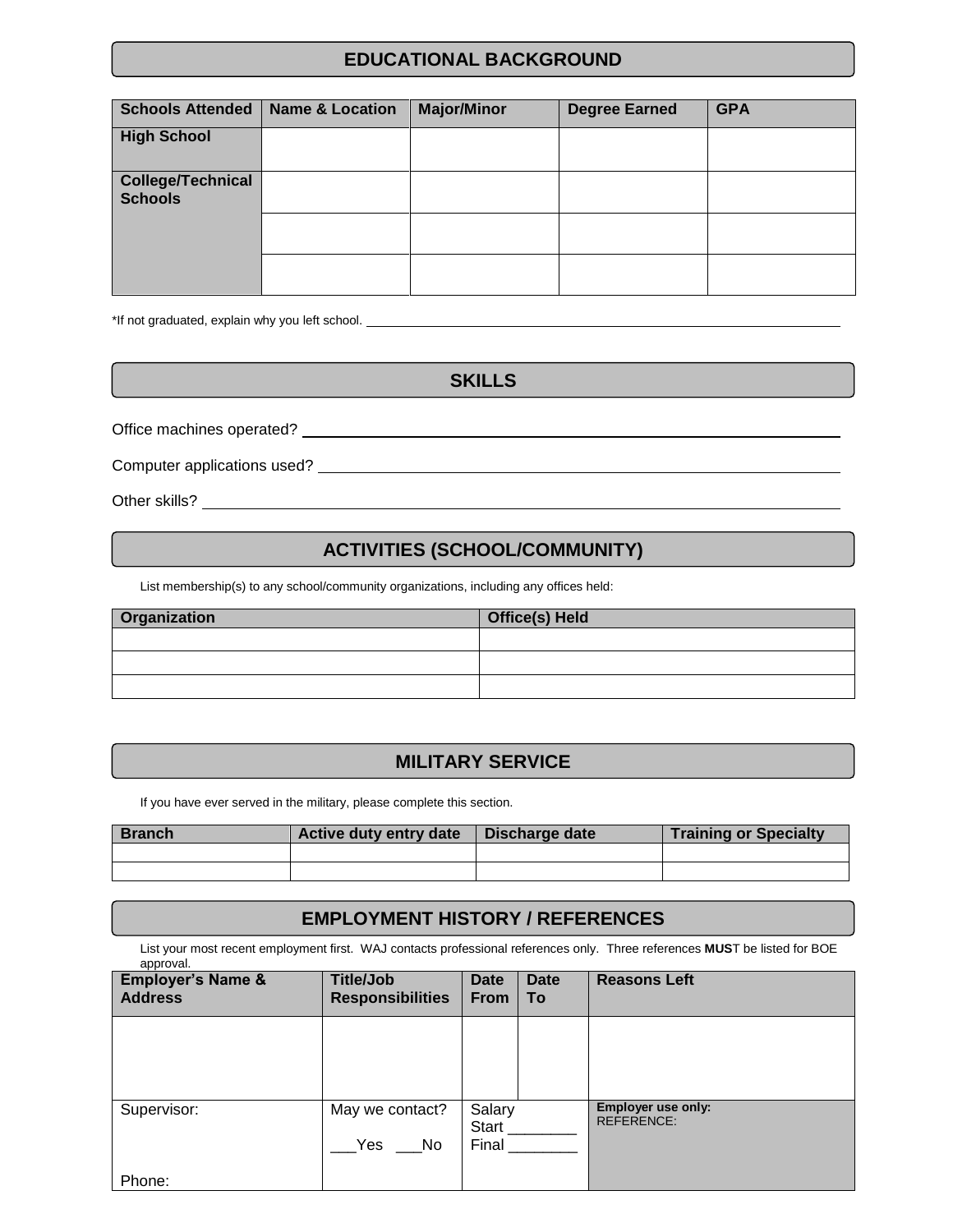## EDUCATIONAL BACKGROUND

| Schools Attended | Name & Location | Major/Minor | Degree Earned | GPA |
|---|---|---|---|---|
| **High School** | | | | |
| **College/Technical Schools** | | | | |
| | | | | |
| | | | | |

*If not graduated, explain why you left school. ______________________________

## SKILLS

Office machines operated? ______________________________

Computer applications used? ______________________________

Other skills? ______________________________

## ACTIVITIES (SCHOOL/COMMUNITY)

List membership(s) to any school/community organizations, including any offices held:

| Organization | Office(s) Held |
|---|---|
| | |
| | |
| | |

## MILITARY SERVICE

If you have ever served in the military, please complete this section.

| Branch | Active duty entry date | Discharge date | Training or Specialty |
|---|---|---|---|
| | | | |
| | | | |

## EMPLOYMENT HISTORY / REFERENCES

List your most recent employment first. WAJ contacts professional references only. Three references **MUS**T be listed for BOE approval.

| Employer's Name & Address | Title/Job Responsibilities | Date From | Date To | Reasons Left |
|---|---|---|---|---|
| | | | | |
| Supervisor:<br><br>Phone: | May we contact?<br>___Yes ___No | Salary<br>Start ________<br>Final ________ | | **Employer use only:**<br>REFERENCE: |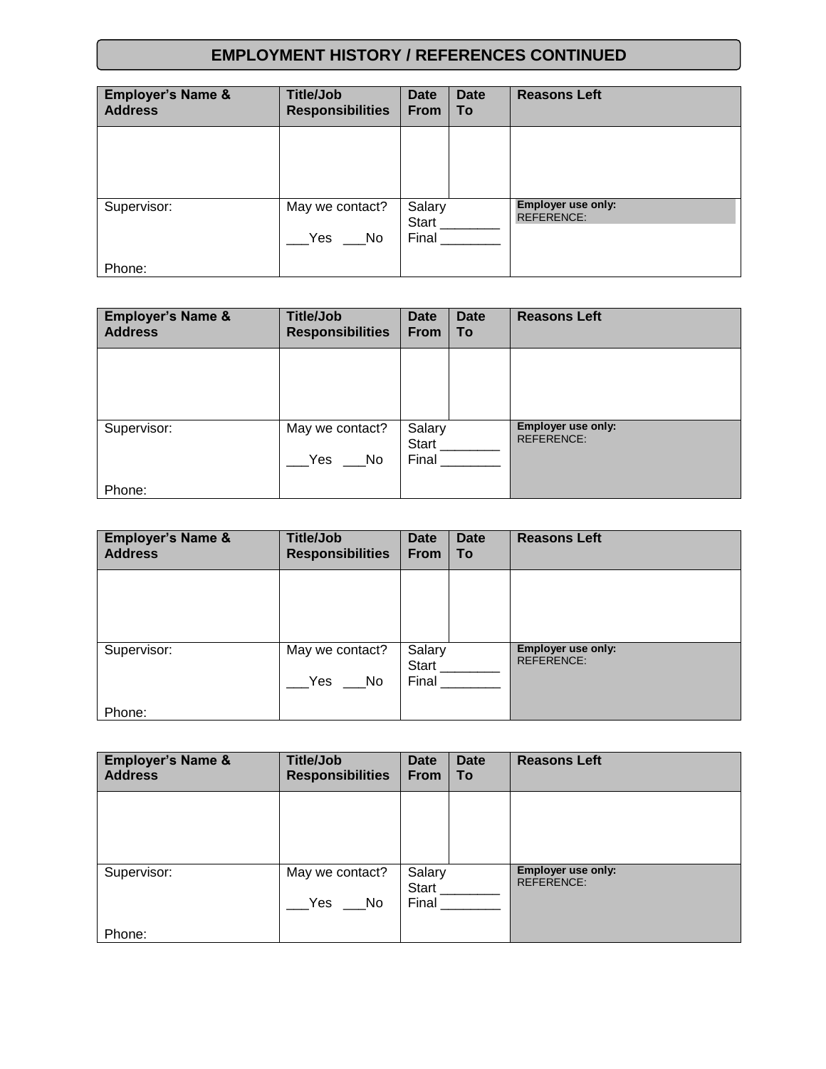## EMPLOYMENT HISTORY / REFERENCES CONTINUED

| Employer's Name & Address | Title/Job Responsibilities | Date From | Date To | Reasons Left |
|---|---|---|---|---|
| | | | | |
| Supervisor:<br><br>Phone: | May we contact?<br>___Yes ___No | Salary<br>Start ________<br>Final ________ | | **Employer use only:**<br>REFERENCE: |

| Employer's Name & Address | Title/Job Responsibilities | Date From | Date To | Reasons Left |
|---|---|---|---|---|
| | | | | |
| Supervisor:<br><br>Phone: | May we contact?<br>___Yes ___No | Salary<br>Start ________<br>Final ________ | | **Employer use only:**<br>REFERENCE: |

| Employer's Name & Address | Title/Job Responsibilities | Date From | Date To | Reasons Left |
|---|---|---|---|---|
| | | | | |
| Supervisor:<br><br>Phone: | May we contact?<br>___Yes ___No | Salary<br>Start ________<br>Final ________ | | **Employer use only:**<br>REFERENCE: |

| Employer's Name & Address | Title/Job Responsibilities | Date From | Date To | Reasons Left |
|---|---|---|---|---|
| | | | | |
| Supervisor:<br><br>Phone: | May we contact?<br>___Yes ___No | Salary<br>Start ________<br>Final ________ | | **Employer use only:**<br>REFERENCE: |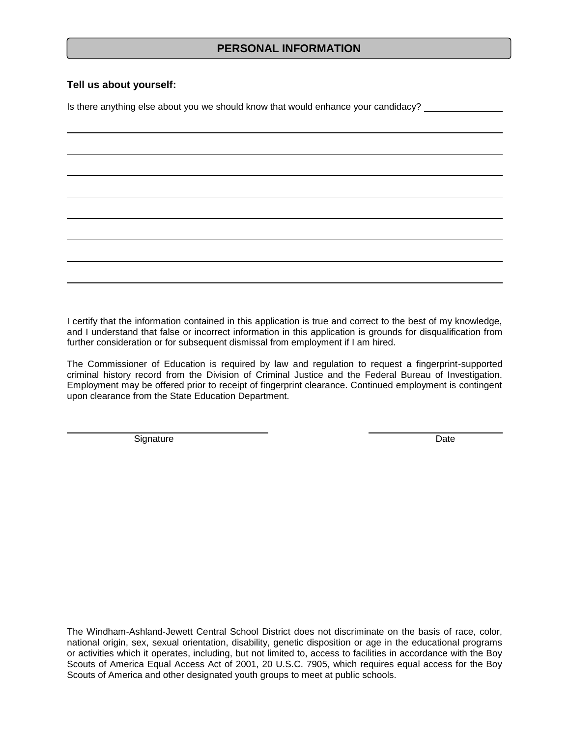## PERSONAL INFORMATION

**Tell us about yourself:**

Is there anything else about you we should know that would enhance your candidacy? _______________

I certify that the information contained in this application is true and correct to the best of my knowledge, and I understand that false or incorrect information in this application is grounds for disqualification from further consideration or for subsequent dismissal from employment if I am hired.

The Commissioner of Education is required by law and regulation to request a fingerprint-supported criminal history record from the Division of Criminal Justice and the Federal Bureau of Investigation. Employment may be offered prior to receipt of fingerprint clearance. Continued employment is contingent upon clearance from the State Education Department.

Signature _______________ Date _______________

The Windham-Ashland-Jewett Central School District does not discriminate on the basis of race, color, national origin, sex, sexual orientation, disability, genetic disposition or age in the educational programs or activities which it operates, including, but not limited to, access to facilities in accordance with the Boy Scouts of America Equal Access Act of 2001, 20 U.S.C. 7905, which requires equal access for the Boy Scouts of America and other designated youth groups to meet at public schools.